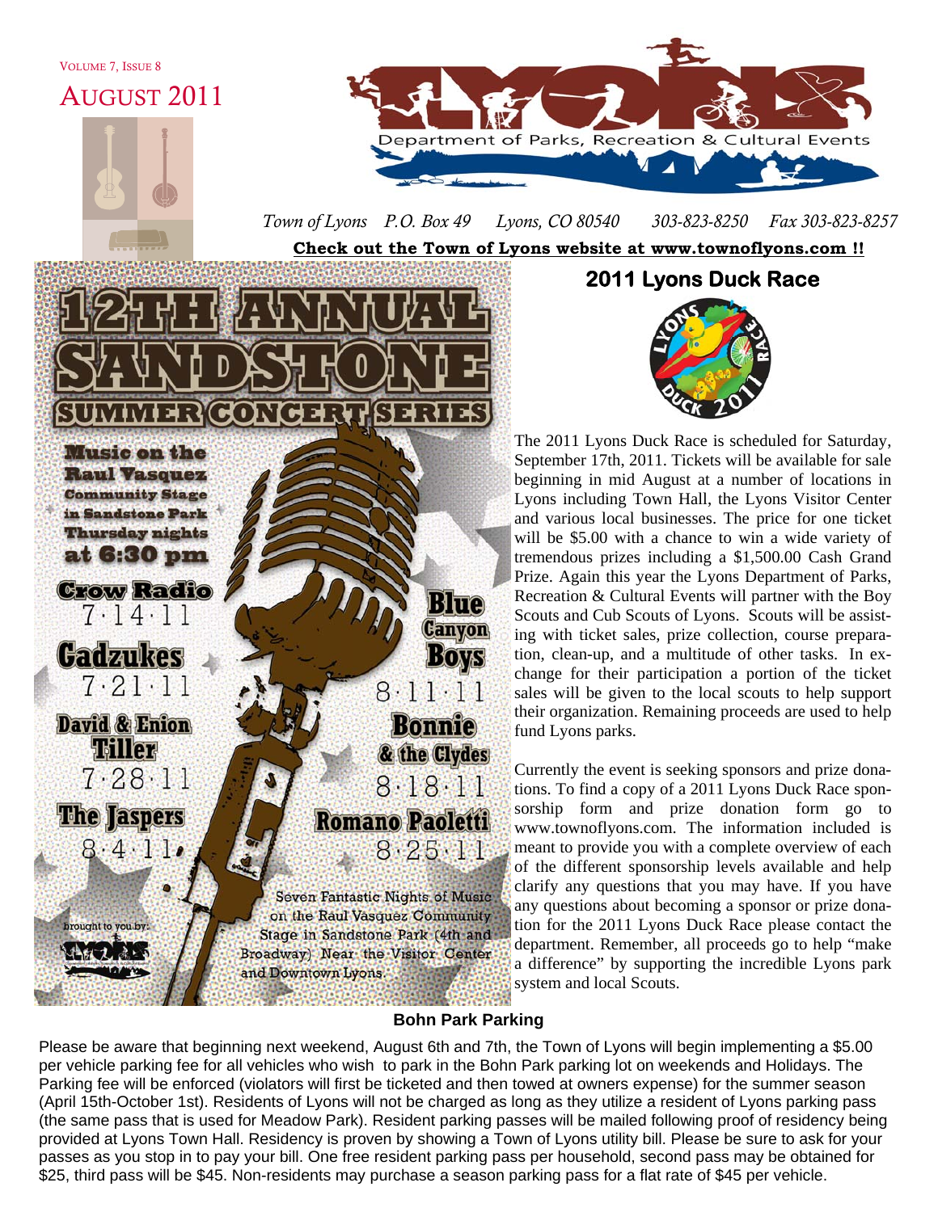VOLUME 7, ISSUE 8

AUGUST 2011

Department of Parks, Recreation & Cultural Events

*Town of Lyons P.O. Box 49 Lyons, CO 80540 303-823-8250 Fax 303-823-8257*

**Check out the Town of Lyons website at www.townoflyons.com !!**

# 12TH ANNUAL SANDSTONE SUMMER CONCERT SERIES

Music on the Raul Vasquez Community Stage in Sandstone Park Thursday nights at 6:30 pm

- Crow Radio 7·14·11
- Gadzukes 7·21·11
- David & Enion Tiller 7·28·11
- The Jaspers 8·4·11
- Blue Canyon Boys 8·11·11
- Bonnie & the Clydes 8·18·11
- Romano Paoletti 8·25·11

Seven Fantastic Nights of Music on the Raul Vasquez Community Stage in Sandstone Park (4th and Broadway) Near the Visitor Center and Downtown Lyons.

brought to you by: Lyons

## 2011 Lyons Duck Race

The 2011 Lyons Duck Race is scheduled for Saturday, September 17th, 2011. Tickets will be available for sale beginning in mid August at a number of locations in Lyons including Town Hall, the Lyons Visitor Center and various local businesses. The price for one ticket will be $5.00 with a chance to win a wide variety of tremendous prizes including a $1,500.00 Cash Grand Prize. Again this year the Lyons Department of Parks, Recreation & Cultural Events will partner with the Boy Scouts and Cub Scouts of Lyons. Scouts will be assisting with ticket sales, prize collection, course preparation, clean-up, and a multitude of other tasks. In exchange for their participation a portion of the ticket sales will be given to the local scouts to help support their organization. Remaining proceeds are used to help fund Lyons parks.

Currently the event is seeking sponsors and prize donations. To find a copy of a 2011 Lyons Duck Race sponsorship form and prize donation form go to www.townoflyons.com. The information included is meant to provide you with a complete overview of each of the different sponsorship levels available and help clarify any questions that you may have. If you have any questions about becoming a sponsor or prize donation for the 2011 Lyons Duck Race please contact the department. Remember, all proceeds go to help "make a difference" by supporting the incredible Lyons park system and local Scouts.

## Bohn Park Parking

Please be aware that beginning next weekend, August 6th and 7th, the Town of Lyons will begin implementing a $5.00 per vehicle parking fee for all vehicles who wish to park in the Bohn Park parking lot on weekends and Holidays. The Parking fee will be enforced (violators will first be ticketed and then towed at owners expense) for the summer season (April 15th-October 1st). Residents of Lyons will not be charged as long as they utilize a resident of Lyons parking pass (the same pass that is used for Meadow Park). Resident parking passes will be mailed following proof of residency being provided at Lyons Town Hall. Residency is proven by showing a Town of Lyons utility bill. Please be sure to ask for your passes as you stop in to pay your bill. One free resident parking pass per household, second pass may be obtained for $25, third pass will be $45. Non-residents may purchase a season parking pass for a flat rate of $45 per vehicle.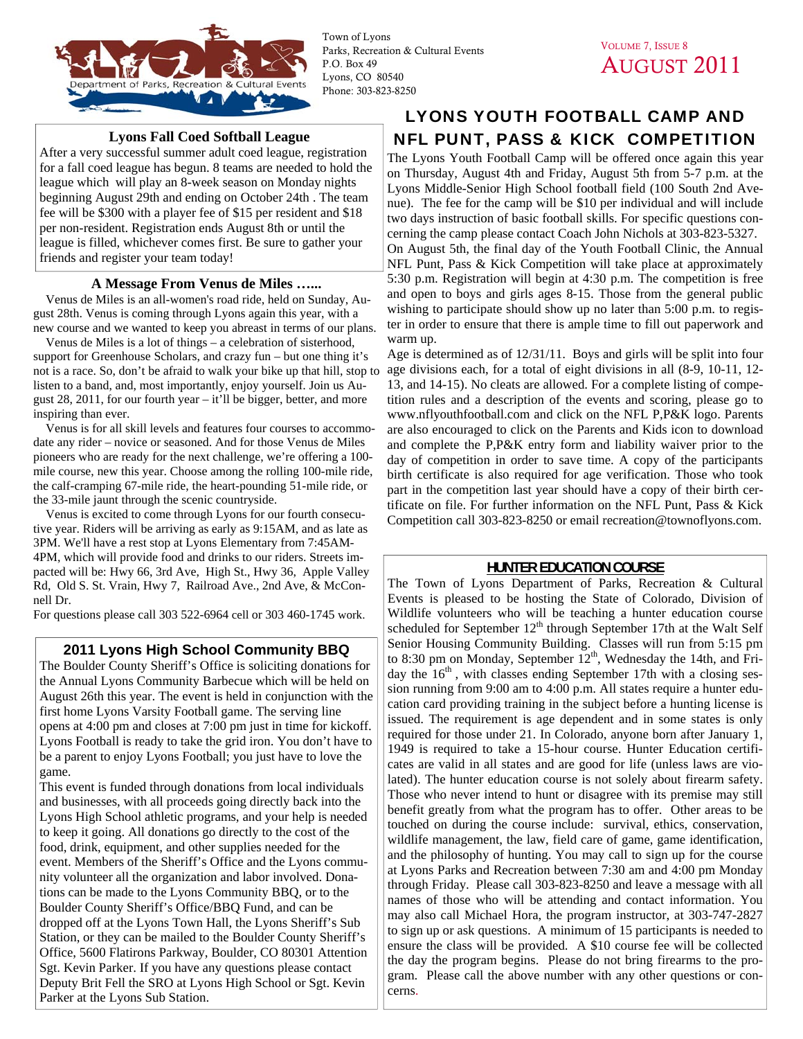Town of Lyons
Parks, Recreation & Cultural Events
P.O. Box 49
Lyons, CO 80540
Phone: 303-823-8250

VOLUME 7, ISSUE 8
AUGUST 2011

### Lyons Fall Coed Softball League

After a very successful summer adult coed league, registration for a fall coed league has begun. 8 teams are needed to hold the league which will play an 8-week season on Monday nights beginning August 29th and ending on October 24th . The team fee will be $300 with a player fee of $15 per resident and $18 per non-resident. Registration ends August 8th or until the league is filled, whichever comes first. Be sure to gather your friends and register your team today!

### A Message From Venus de Miles …...

Venus de Miles is an all-women's road ride, held on Sunday, August 28th. Venus is coming through Lyons again this year, with a new course and we wanted to keep you abreast in terms of our plans.

Venus de Miles is a lot of things – a celebration of sisterhood, support for Greenhouse Scholars, and crazy fun – but one thing it's not is a race. So, don't be afraid to walk your bike up that hill, stop to listen to a band, and, most importantly, enjoy yourself. Join us August 28, 2011, for our fourth year – it'll be bigger, better, and more inspiring than ever.

Venus is for all skill levels and features four courses to accommodate any rider – novice or seasoned. And for those Venus de Miles pioneers who are ready for the next challenge, we're offering a 100-mile course, new this year. Choose among the rolling 100-mile ride, the calf-cramping 67-mile ride, the heart-pounding 51-mile ride, or the 33-mile jaunt through the scenic countryside.

Venus is excited to come through Lyons for our fourth consecutive year. Riders will be arriving as early as 9:15AM, and as late as 3PM. We'll have a rest stop at Lyons Elementary from 7:45AM-4PM, which will provide food and drinks to our riders. Streets impacted will be: Hwy 66, 3rd Ave, High St., Hwy 36, Apple Valley Rd, Old S. St. Vrain, Hwy 7, Railroad Ave., 2nd Ave, & McConnell Dr.

For questions please call 303 522-6964 cell or 303 460-1745 work.

### 2011 Lyons High School Community BBQ

The Boulder County Sheriff's Office is soliciting donations for the Annual Lyons Community Barbecue which will be held on August 26th this year. The event is held in conjunction with the first home Lyons Varsity Football game. The serving line opens at 4:00 pm and closes at 7:00 pm just in time for kickoff. Lyons Football is ready to take the grid iron. You don't have to be a parent to enjoy Lyons Football; you just have to love the game.

This event is funded through donations from local individuals and businesses, with all proceeds going directly back into the Lyons High School athletic programs, and your help is needed to keep it going. All donations go directly to the cost of the food, drink, equipment, and other supplies needed for the event. Members of the Sheriff's Office and the Lyons community volunteer all the organization and labor involved. Donations can be made to the Lyons Community BBQ, or to the Boulder County Sheriff's Office/BBQ Fund, and can be dropped off at the Lyons Town Hall, the Lyons Sheriff's Sub Station, or they can be mailed to the Boulder County Sheriff's Office, 5600 Flatirons Parkway, Boulder, CO 80301 Attention Sgt. Kevin Parker. If you have any questions please contact Deputy Brit Fell the SRO at Lyons High School or Sgt. Kevin Parker at the Lyons Sub Station.

## LYONS YOUTH FOOTBALL CAMP AND NFL PUNT, PASS & KICK COMPETITION

The Lyons Youth Football Camp will be offered once again this year on Thursday, August 4th and Friday, August 5th from 5-7 p.m. at the Lyons Middle-Senior High School football field (100 South 2nd Avenue). The fee for the camp will be $10 per individual and will include two days instruction of basic football skills. For specific questions concerning the camp please contact Coach John Nichols at 303-823-5327.

On August 5th, the final day of the Youth Football Clinic, the Annual NFL Punt, Pass & Kick Competition will take place at approximately 5:30 p.m. Registration will begin at 4:30 p.m. The competition is free and open to boys and girls ages 8-15. Those from the general public wishing to participate should show up no later than 5:00 p.m. to register in order to ensure that there is ample time to fill out paperwork and warm up.

Age is determined as of 12/31/11. Boys and girls will be split into four age divisions each, for a total of eight divisions in all (8-9, 10-11, 12-13, and 14-15). No cleats are allowed. For a complete listing of competition rules and a description of the events and scoring, please go to www.nflyouthfootball.com and click on the NFL P,P&K logo. Parents are also encouraged to click on the Parents and Kids icon to download and complete the P,P&K entry form and liability waiver prior to the day of competition in order to save time. A copy of the participants birth certificate is also required for age verification. Those who took part in the competition last year should have a copy of their birth certificate on file. For further information on the NFL Punt, Pass & Kick Competition call 303-823-8250 or email recreation@townoflyons.com.

### HUNTER EDUCATION COURSE

The Town of Lyons Department of Parks, Recreation & Cultural Events is pleased to be hosting the State of Colorado, Division of Wildlife volunteers who will be teaching a hunter education course scheduled for September 12th through September 17th at the Walt Self Senior Housing Community Building. Classes will run from 5:15 pm to 8:30 pm on Monday, September 12th, Wednesday the 14th, and Friday the 16th , with classes ending September 17th with a closing session running from 9:00 am to 4:00 p.m. All states require a hunter education card providing training in the subject before a hunting license is issued. The requirement is age dependent and in some states is only required for those under 21. In Colorado, anyone born after January 1, 1949 is required to take a 15-hour course. Hunter Education certificates are valid in all states and are good for life (unless laws are violated). The hunter education course is not solely about firearm safety. Those who never intend to hunt or disagree with its premise may still benefit greatly from what the program has to offer. Other areas to be touched on during the course include: survival, ethics, conservation, wildlife management, the law, field care of game, game identification, and the philosophy of hunting. You may call to sign up for the course at Lyons Parks and Recreation between 7:30 am and 4:00 pm Monday through Friday. Please call 303-823-8250 and leave a message with all names of those who will be attending and contact information. You may also call Michael Hora, the program instructor, at 303-747-2827 to sign up or ask questions. A minimum of 15 participants is needed to ensure the class will be provided. A $10 course fee will be collected the day the program begins. Please do not bring firearms to the program. Please call the above number with any other questions or concerns.